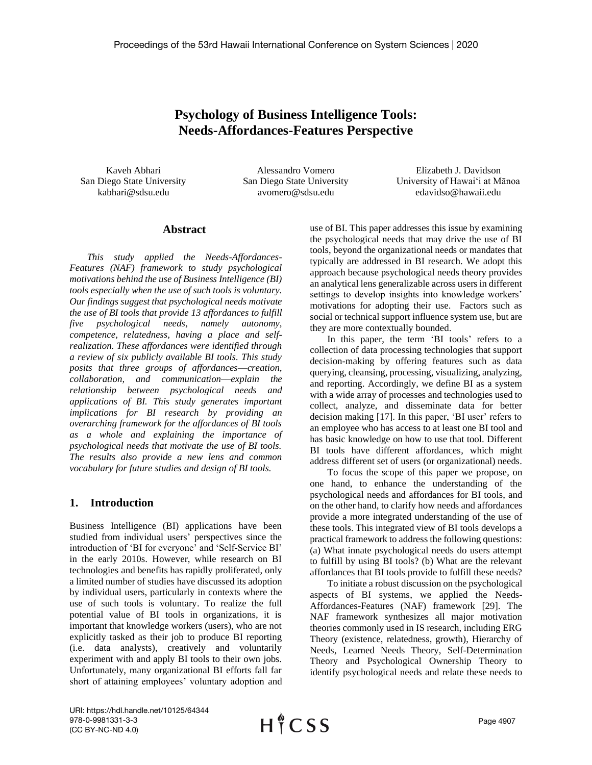# Psychology of Business Intelligence Tools: Needs-Affordances-Features Perspective

Kaveh Abhari
San Diego State University
kabhari@sdsu.edu

Alessandro Vomero
San Diego State University
avomero@sdsu.edu

Elizabeth J. Davidson
University of Hawaiʻi at Mānoa
edavidso@hawaii.edu

## Abstract

*This study applied the Needs-Affordances-Features (NAF) framework to study psychological motivations behind the use of Business Intelligence (BI) tools especially when the use of such tools is voluntary. Our findings suggest that psychological needs motivate the use of BI tools that provide 13 affordances to fulfill five psychological needs, namely autonomy, competence, relatedness, having a place and self-realization. These affordances were identified through a review of six publicly available BI tools. This study posits that three groups of affordances—creation, collaboration, and communication—explain the relationship between psychological needs and applications of BI. This study generates important implications for BI research by providing an overarching framework for the affordances of BI tools as a whole and explaining the importance of psychological needs that motivate the use of BI tools. The results also provide a new lens and common vocabulary for future studies and design of BI tools.*

## 1. Introduction

Business Intelligence (BI) applications have been studied from individual users' perspectives since the introduction of 'BI for everyone' and 'Self-Service BI' in the early 2010s. However, while research on BI technologies and benefits has rapidly proliferated, only a limited number of studies have discussed its adoption by individual users, particularly in contexts where the use of such tools is voluntary. To realize the full potential value of BI tools in organizations, it is important that knowledge workers (users), who are not explicitly tasked as their job to produce BI reporting (i.e. data analysts), creatively and voluntarily experiment with and apply BI tools to their own jobs. Unfortunately, many organizational BI efforts fall far short of attaining employees' voluntary adoption and use of BI. This paper addresses this issue by examining the psychological needs that may drive the use of BI tools, beyond the organizational needs or mandates that typically are addressed in BI research. We adopt this approach because psychological needs theory provides an analytical lens generalizable across users in different settings to develop insights into knowledge workers' motivations for adopting their use. Factors such as social or technical support influence system use, but are they are more contextually bounded.

In this paper, the term 'BI tools' refers to a collection of data processing technologies that support decision-making by offering features such as data querying, cleansing, processing, visualizing, analyzing, and reporting. Accordingly, we define BI as a system with a wide array of processes and technologies used to collect, analyze, and disseminate data for better decision making [17]. In this paper, 'BI user' refers to an employee who has access to at least one BI tool and has basic knowledge on how to use that tool. Different BI tools have different affordances, which might address different set of users (or organizational) needs.

To focus the scope of this paper we propose, on one hand, to enhance the understanding of the psychological needs and affordances for BI tools, and on the other hand, to clarify how needs and affordances provide a more integrated understanding of the use of these tools. This integrated view of BI tools develops a practical framework to address the following questions: (a) What innate psychological needs do users attempt to fulfill by using BI tools? (b) What are the relevant affordances that BI tools provide to fulfill these needs?

To initiate a robust discussion on the psychological aspects of BI systems, we applied the Needs-Affordances-Features (NAF) framework [29]. The NAF framework synthesizes all major motivation theories commonly used in IS research, including ERG Theory (existence, relatedness, growth), Hierarchy of Needs, Learned Needs Theory, Self-Determination Theory and Psychological Ownership Theory to identify psychological needs and relate these needs to

URI: https://hdl.handle.net/10125/64344
978-0-9981331-3-3
(CC BY-NC-ND 4.0)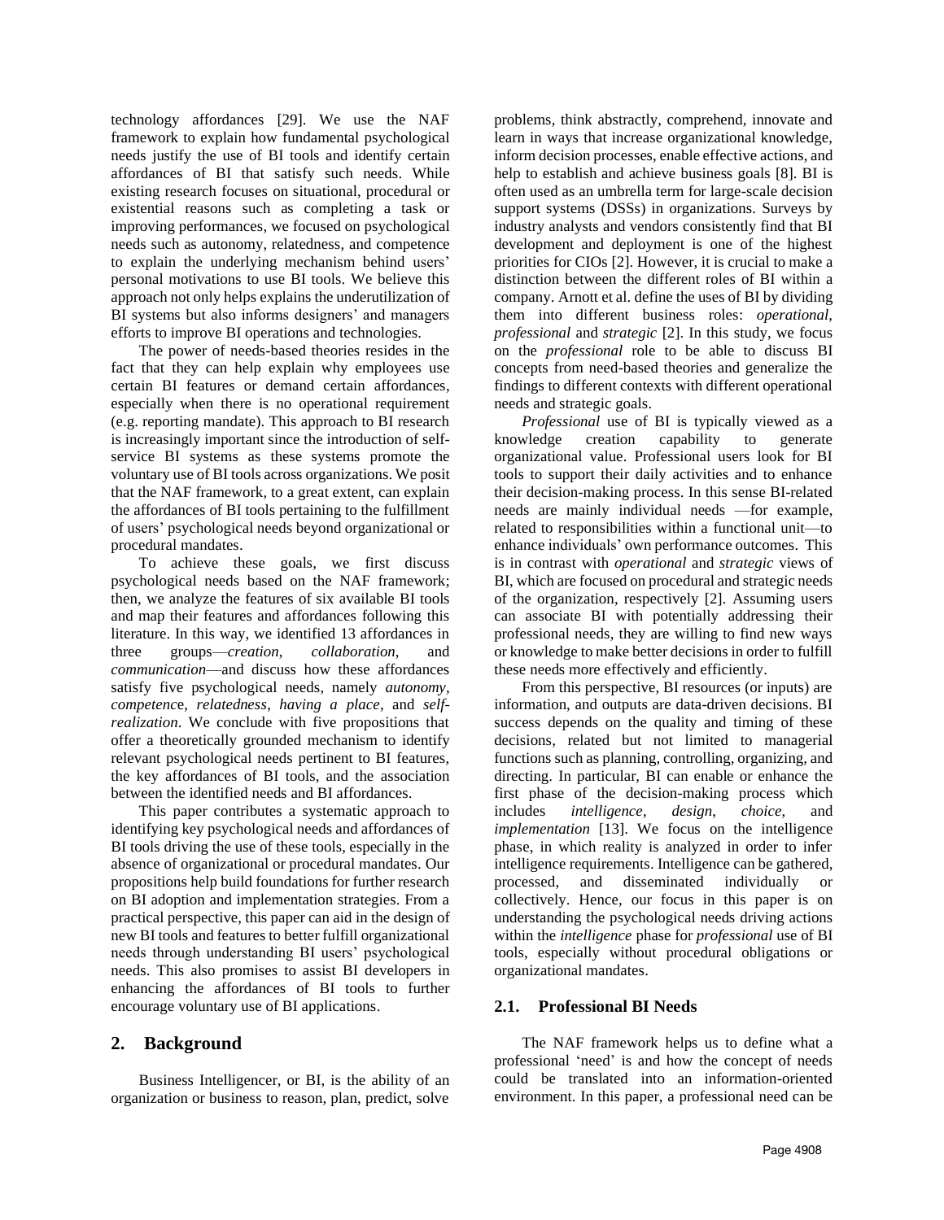technology affordances [29]. We use the NAF framework to explain how fundamental psychological needs justify the use of BI tools and identify certain affordances of BI that satisfy such needs. While existing research focuses on situational, procedural or existential reasons such as completing a task or improving performances, we focused on psychological needs such as autonomy, relatedness, and competence to explain the underlying mechanism behind users' personal motivations to use BI tools. We believe this approach not only helps explains the underutilization of BI systems but also informs designers' and managers efforts to improve BI operations and technologies.

The power of needs-based theories resides in the fact that they can help explain why employees use certain BI features or demand certain affordances, especially when there is no operational requirement (e.g. reporting mandate). This approach to BI research is increasingly important since the introduction of self-service BI systems as these systems promote the voluntary use of BI tools across organizations. We posit that the NAF framework, to a great extent, can explain the affordances of BI tools pertaining to the fulfillment of users' psychological needs beyond organizational or procedural mandates.

To achieve these goals, we first discuss psychological needs based on the NAF framework; then, we analyze the features of six available BI tools and map their features and affordances following this literature. In this way, we identified 13 affordances in three groups—*creation*, *collaboration*, and *communication*—and discuss how these affordances satisfy five psychological needs, namely *autonomy*, *competenc*e, *relatedness*, *having a place*, and *self-realization*. We conclude with five propositions that offer a theoretically grounded mechanism to identify relevant psychological needs pertinent to BI features, the key affordances of BI tools, and the association between the identified needs and BI affordances.

This paper contributes a systematic approach to identifying key psychological needs and affordances of BI tools driving the use of these tools, especially in the absence of organizational or procedural mandates. Our propositions help build foundations for further research on BI adoption and implementation strategies. From a practical perspective, this paper can aid in the design of new BI tools and features to better fulfill organizational needs through understanding BI users' psychological needs. This also promises to assist BI developers in enhancing the affordances of BI tools to further encourage voluntary use of BI applications.

## 2. Background

Business Intelligencer, or BI, is the ability of an organization or business to reason, plan, predict, solve problems, think abstractly, comprehend, innovate and learn in ways that increase organizational knowledge, inform decision processes, enable effective actions, and help to establish and achieve business goals [8]. BI is often used as an umbrella term for large-scale decision support systems (DSSs) in organizations. Surveys by industry analysts and vendors consistently find that BI development and deployment is one of the highest priorities for CIOs [2]. However, it is crucial to make a distinction between the different roles of BI within a company. Arnott et al. define the uses of BI by dividing them into different business roles: *operational*, *professional* and *strategic* [2]. In this study, we focus on the *professional* role to be able to discuss BI concepts from need-based theories and generalize the findings to different contexts with different operational needs and strategic goals.

*Professional* use of BI is typically viewed as a knowledge creation capability to generate organizational value. Professional users look for BI tools to support their daily activities and to enhance their decision-making process. In this sense BI-related needs are mainly individual needs —for example, related to responsibilities within a functional unit—to enhance individuals' own performance outcomes. This is in contrast with *operational* and *strategic* views of BI, which are focused on procedural and strategic needs of the organization, respectively [2]. Assuming users can associate BI with potentially addressing their professional needs, they are willing to find new ways or knowledge to make better decisions in order to fulfill these needs more effectively and efficiently.

From this perspective, BI resources (or inputs) are information, and outputs are data-driven decisions. BI success depends on the quality and timing of these decisions, related but not limited to managerial functions such as planning, controlling, organizing, and directing. In particular, BI can enable or enhance the first phase of the decision-making process which includes *intelligence*, *design*, *choice*, and *implementation* [13]. We focus on the intelligence phase, in which reality is analyzed in order to infer intelligence requirements. Intelligence can be gathered, processed, and disseminated individually or collectively. Hence, our focus in this paper is on understanding the psychological needs driving actions within the *intelligence* phase for *professional* use of BI tools, especially without procedural obligations or organizational mandates.

### 2.1. Professional BI Needs

The NAF framework helps us to define what a professional 'need' is and how the concept of needs could be translated into an information-oriented environment. In this paper, a professional need can be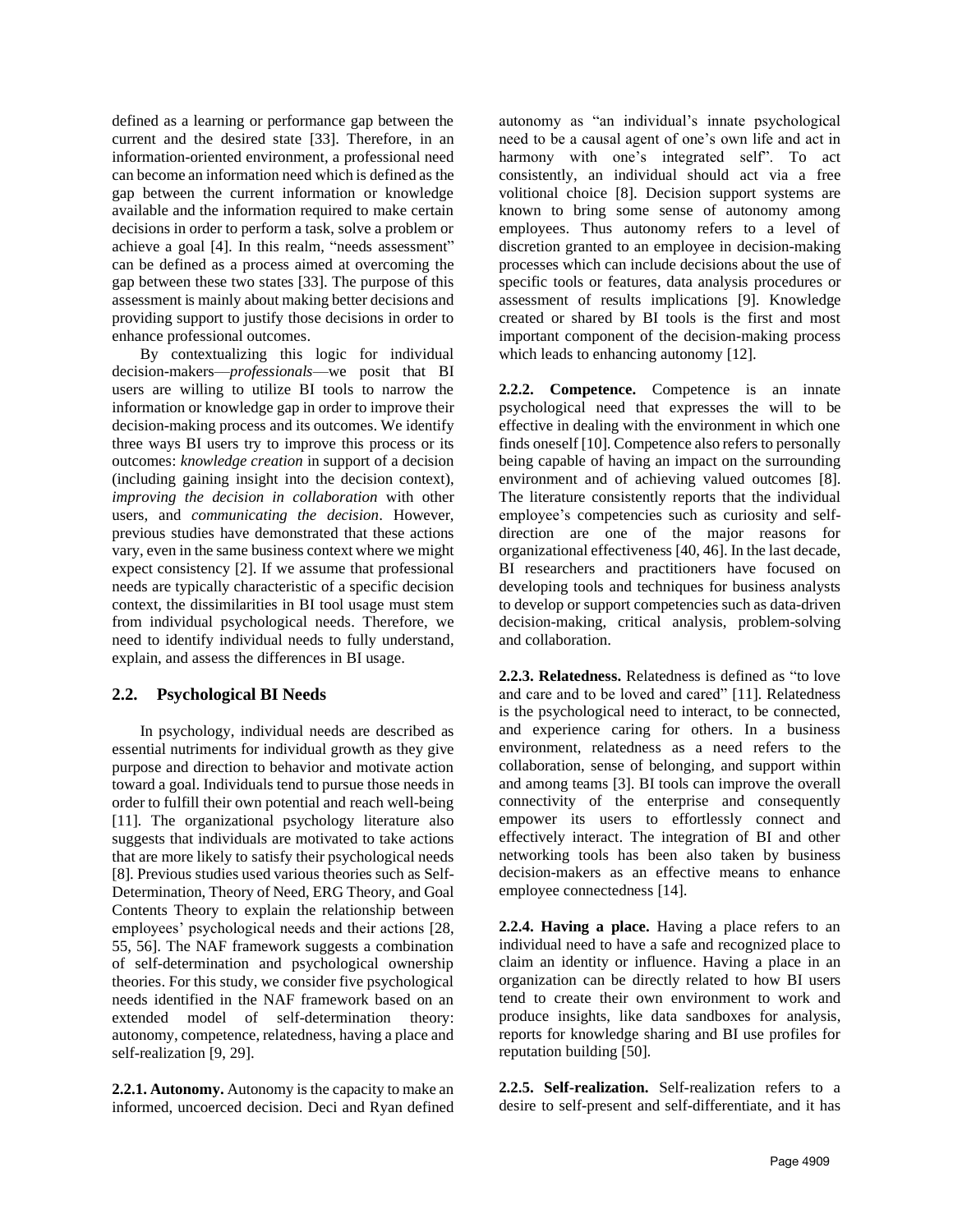defined as a learning or performance gap between the current and the desired state [33]. Therefore, in an information-oriented environment, a professional need can become an information need which is defined as the gap between the current information or knowledge available and the information required to make certain decisions in order to perform a task, solve a problem or achieve a goal [4]. In this realm, "needs assessment" can be defined as a process aimed at overcoming the gap between these two states [33]. The purpose of this assessment is mainly about making better decisions and providing support to justify those decisions in order to enhance professional outcomes.

By contextualizing this logic for individual decision-makers—*professionals*—we posit that BI users are willing to utilize BI tools to narrow the information or knowledge gap in order to improve their decision-making process and its outcomes. We identify three ways BI users try to improve this process or its outcomes: *knowledge creation* in support of a decision (including gaining insight into the decision context), *improving the decision in collaboration* with other users, and *communicating the decision*. However, previous studies have demonstrated that these actions vary, even in the same business context where we might expect consistency [2]. If we assume that professional needs are typically characteristic of a specific decision context, the dissimilarities in BI tool usage must stem from individual psychological needs. Therefore, we need to identify individual needs to fully understand, explain, and assess the differences in BI usage.

## 2.2. Psychological BI Needs

In psychology, individual needs are described as essential nutriments for individual growth as they give purpose and direction to behavior and motivate action toward a goal. Individuals tend to pursue those needs in order to fulfill their own potential and reach well-being [11]. The organizational psychology literature also suggests that individuals are motivated to take actions that are more likely to satisfy their psychological needs [8]. Previous studies used various theories such as Self-Determination, Theory of Need, ERG Theory, and Goal Contents Theory to explain the relationship between employees' psychological needs and their actions [28, 55, 56]. The NAF framework suggests a combination of self-determination and psychological ownership theories. For this study, we consider five psychological needs identified in the NAF framework based on an extended model of self-determination theory: autonomy, competence, relatedness, having a place and self-realization [9, 29].

**2.2.1. Autonomy.** Autonomy is the capacity to make an informed, uncoerced decision. Deci and Ryan defined autonomy as "an individual's innate psychological need to be a causal agent of one's own life and act in harmony with one's integrated self". To act consistently, an individual should act via a free volitional choice [8]. Decision support systems are known to bring some sense of autonomy among employees. Thus autonomy refers to a level of discretion granted to an employee in decision-making processes which can include decisions about the use of specific tools or features, data analysis procedures or assessment of results implications [9]. Knowledge created or shared by BI tools is the first and most important component of the decision-making process which leads to enhancing autonomy [12].

**2.2.2. Competence.** Competence is an innate psychological need that expresses the will to be effective in dealing with the environment in which one finds oneself [10]. Competence also refers to personally being capable of having an impact on the surrounding environment and of achieving valued outcomes [8]. The literature consistently reports that the individual employee's competencies such as curiosity and self-direction are one of the major reasons for organizational effectiveness [40, 46]. In the last decade, BI researchers and practitioners have focused on developing tools and techniques for business analysts to develop or support competencies such as data-driven decision-making, critical analysis, problem-solving and collaboration.

**2.2.3. Relatedness.** Relatedness is defined as "to love and care and to be loved and cared" [11]. Relatedness is the psychological need to interact, to be connected, and experience caring for others. In a business environment, relatedness as a need refers to the collaboration, sense of belonging, and support within and among teams [3]. BI tools can improve the overall connectivity of the enterprise and consequently empower its users to effortlessly connect and effectively interact. The integration of BI and other networking tools has been also taken by business decision-makers as an effective means to enhance employee connectedness [14].

**2.2.4. Having a place.** Having a place refers to an individual need to have a safe and recognized place to claim an identity or influence. Having a place in an organization can be directly related to how BI users tend to create their own environment to work and produce insights, like data sandboxes for analysis, reports for knowledge sharing and BI use profiles for reputation building [50].

**2.2.5. Self-realization.** Self-realization refers to a desire to self-present and self-differentiate, and it has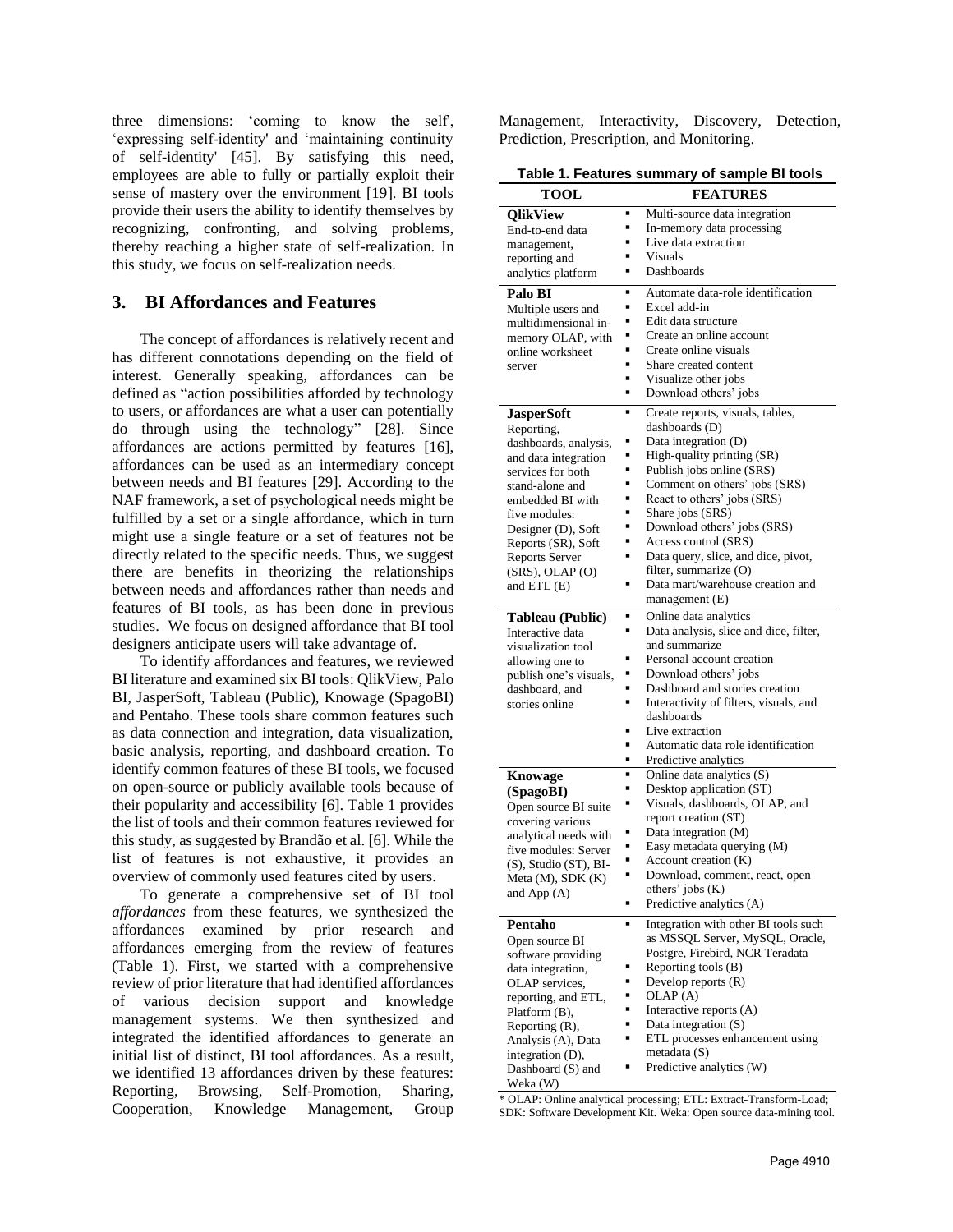three dimensions: 'coming to know the self', 'expressing self-identity' and 'maintaining continuity of self-identity' [45]. By satisfying this need, employees are able to fully or partially exploit their sense of mastery over the environment [19]. BI tools provide their users the ability to identify themselves by recognizing, confronting, and solving problems, thereby reaching a higher state of self-realization. In this study, we focus on self-realization needs.

## 3. BI Affordances and Features

The concept of affordances is relatively recent and has different connotations depending on the field of interest. Generally speaking, affordances can be defined as "action possibilities afforded by technology to users, or affordances are what a user can potentially do through using the technology" [28]. Since affordances are actions permitted by features [16], affordances can be used as an intermediary concept between needs and BI features [29]. According to the NAF framework, a set of psychological needs might be fulfilled by a set or a single affordance, which in turn might use a single feature or a set of features not be directly related to the specific needs. Thus, we suggest there are benefits in theorizing the relationships between needs and affordances rather than needs and features of BI tools, as has been done in previous studies. We focus on designed affordance that BI tool designers anticipate users will take advantage of.

To identify affordances and features, we reviewed BI literature and examined six BI tools: QlikView, Palo BI, JasperSoft, Tableau (Public), Knowage (SpagoBI) and Pentaho. These tools share common features such as data connection and integration, data visualization, basic analysis, reporting, and dashboard creation. To identify common features of these BI tools, we focused on open-source or publicly available tools because of their popularity and accessibility [6]. Table 1 provides the list of tools and their common features reviewed for this study, as suggested by Brandão et al. [6]. While the list of features is not exhaustive, it provides an overview of commonly used features cited by users.

To generate a comprehensive set of BI tool *affordances* from these features, we synthesized the affordances examined by prior research and affordances emerging from the review of features (Table 1). First, we started with a comprehensive review of prior literature that had identified affordances of various decision support and knowledge management systems. We then synthesized and integrated the identified affordances to generate an initial list of distinct, BI tool affordances. As a result, we identified 13 affordances driven by these features: Reporting, Browsing, Self-Promotion, Sharing, Cooperation, Knowledge Management, Group Management, Interactivity, Discovery, Detection, Prediction, Prescription, and Monitoring.

**Table 1. Features summary of sample BI tools**

| TOOL | FEATURES |
|---|---|
| **QlikView**<br>End-to-end data management, reporting and analytics platform | ▪ Multi-source data integration<br>▪ In-memory data processing<br>▪ Live data extraction<br>▪ Visuals<br>▪ Dashboards |
| **Palo BI**<br>Multiple users and multidimensional in-memory OLAP, with online worksheet server | ▪ Automate data-role identification<br>▪ Excel add-in<br>▪ Edit data structure<br>▪ Create an online account<br>▪ Create online visuals<br>▪ Share created content<br>▪ Visualize other jobs<br>▪ Download others' jobs |
| **JasperSoft**<br>Reporting, dashboards, analysis, and data integration services for both stand-alone and embedded BI with five modules: Designer (D), Soft Reports (SR), Soft Reports Server (SRS), OLAP (O) and ETL (E) | ▪ Create reports, visuals, tables, dashboards (D)<br>▪ Data integration (D)<br>▪ High-quality printing (SR)<br>▪ Publish jobs online (SRS)<br>▪ Comment on others' jobs (SRS)<br>▪ React to others' jobs (SRS)<br>▪ Share jobs (SRS)<br>▪ Download others' jobs (SRS)<br>▪ Access control (SRS)<br>▪ Data query, slice, and dice, pivot, filter, summarize (O)<br>▪ Data mart/warehouse creation and management (E) |
| **Tableau (Public)**<br>Interactive data visualization tool allowing one to publish one's visuals, dashboard, and stories online | ▪ Online data analytics<br>▪ Data analysis, slice and dice, filter, and summarize<br>▪ Personal account creation<br>▪ Download others' jobs<br>▪ Dashboard and stories creation<br>▪ Interactivity of filters, visuals, and dashboards<br>▪ Live extraction<br>▪ Automatic data role identification<br>▪ Predictive analytics |
| **Knowage (SpagoBI)**<br>Open source BI suite covering various analytical needs with five modules: Server (S), Studio (ST), BI-Meta (M), SDK (K) and App (A) | ▪ Online data analytics (S)<br>▪ Desktop application (ST)<br>▪ Visuals, dashboards, OLAP, and report creation (ST)<br>▪ Data integration (M)<br>▪ Easy metadata querying (M)<br>▪ Account creation (K)<br>▪ Download, comment, react, open others' jobs (K)<br>▪ Predictive analytics (A) |
| **Pentaho**<br>Open source BI software providing data integration, OLAP services, reporting, and ETL, Platform (B), Reporting (R), Analysis (A), Data integration (D), Dashboard (S) and Weka (W) | ▪ Integration with other BI tools such as MSSQL Server, MySQL, Oracle, Postgre, Firebird, NCR Teradata<br>▪ Reporting tools (B)<br>▪ Develop reports (R)<br>▪ OLAP (A)<br>▪ Interactive reports (A)<br>▪ Data integration (S)<br>▪ ETL processes enhancement using metadata (S)<br>▪ Predictive analytics (W) |

* OLAP: Online analytical processing; ETL: Extract-Transform-Load; SDK: Software Development Kit. Weka: Open source data-mining tool.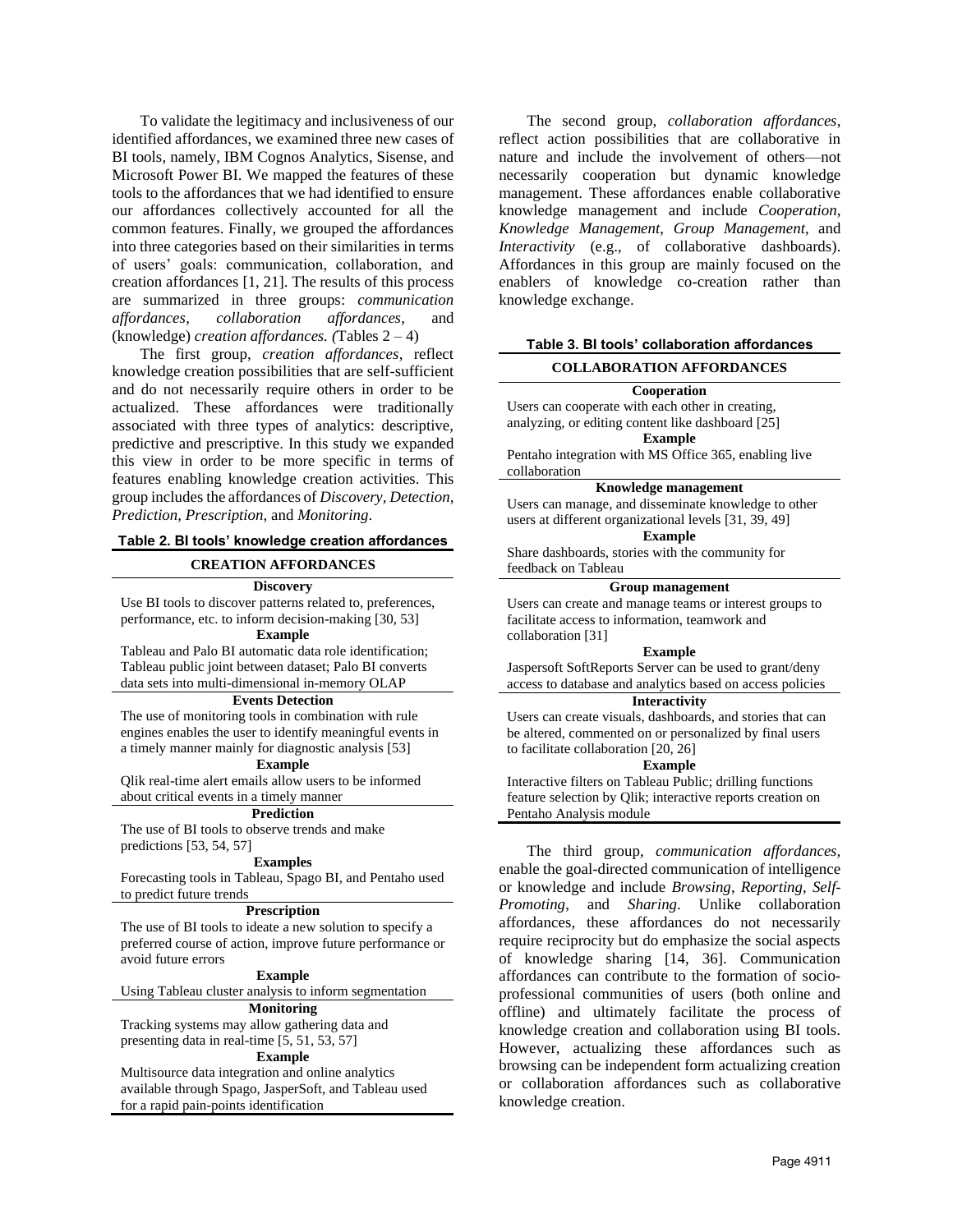To validate the legitimacy and inclusiveness of our identified affordances, we examined three new cases of BI tools, namely, IBM Cognos Analytics, Sisense, and Microsoft Power BI. We mapped the features of these tools to the affordances that we had identified to ensure our affordances collectively accounted for all the common features. Finally, we grouped the affordances into three categories based on their similarities in terms of users' goals: communication, collaboration, and creation affordances [1, 21]. The results of this process are summarized in three groups: *communication affordances*, *collaboration affordances*, and (knowledge) *creation affordances. (*Tables 2 – 4)

The first group, *creation affordances*, reflect knowledge creation possibilities that are self-sufficient and do not necessarily require others in order to be actualized. These affordances were traditionally associated with three types of analytics: descriptive, predictive and prescriptive. In this study we expanded this view in order to be more specific in terms of features enabling knowledge creation activities. This group includes the affordances of *Discovery*, *Detection*, *Prediction*, *Prescription*, and *Monitoring*.

**Table 2. BI tools' knowledge creation affordances**

| CREATION AFFORDANCES |
|---|
| **Discovery** |
| Use BI tools to discover patterns related to, preferences, performance, etc. to inform decision-making [30, 53] |
| **Example** |
| Tableau and Palo BI automatic data role identification; Tableau public joint between dataset; Palo BI converts data sets into multi-dimensional in-memory OLAP |
| **Events Detection** |
| The use of monitoring tools in combination with rule engines enables the user to identify meaningful events in a timely manner mainly for diagnostic analysis [53] |
| **Example** |
| Qlik real-time alert emails allow users to be informed about critical events in a timely manner |
| **Prediction** |
| The use of BI tools to observe trends and make predictions [53, 54, 57] |
| **Examples** |
| Forecasting tools in Tableau, Spago BI, and Pentaho used to predict future trends |
| **Prescription** |
| The use of BI tools to ideate a new solution to specify a preferred course of action, improve future performance or avoid future errors |
| **Example** |
| Using Tableau cluster analysis to inform segmentation |
| **Monitoring** |
| Tracking systems may allow gathering data and presenting data in real-time [5, 51, 53, 57] |
| **Example** |
| Multisource data integration and online analytics available through Spago, JasperSoft, and Tableau used for a rapid pain-points identification |

The second group, *collaboration affordances*, reflect action possibilities that are collaborative in nature and include the involvement of others—not necessarily cooperation but dynamic knowledge management. These affordances enable collaborative knowledge management and include *Cooperation*, *Knowledge Management*, *Group Management*, and *Interactivity* (e.g., of collaborative dashboards). Affordances in this group are mainly focused on the enablers of knowledge co-creation rather than knowledge exchange.

**Table 3. BI tools' collaboration affordances**

| COLLABORATION AFFORDANCES |
|---|
| **Cooperation** |
| Users can cooperate with each other in creating, analyzing, or editing content like dashboard [25] |
| **Example** |
| Pentaho integration with MS Office 365, enabling live collaboration |
| **Knowledge management** |
| Users can manage, and disseminate knowledge to other users at different organizational levels [31, 39, 49] |
| **Example** |
| Share dashboards, stories with the community for feedback on Tableau |
| **Group management** |
| Users can create and manage teams or interest groups to facilitate access to information, teamwork and collaboration [31] |
| **Example** |
| Jaspersoft SoftReports Server can be used to grant/deny access to database and analytics based on access policies |
| **Interactivity** |
| Users can create visuals, dashboards, and stories that can be altered, commented on or personalized by final users to facilitate collaboration [20, 26] |
| **Example** |
| Interactive filters on Tableau Public; drilling functions feature selection by Qlik; interactive reports creation on Pentaho Analysis module |

The third group, *communication affordances,* enable the goal-directed communication of intelligence or knowledge and include *Browsing*, *Reporting*, *Self-Promoting*, and *Sharing*. Unlike collaboration affordances, these affordances do not necessarily require reciprocity but do emphasize the social aspects of knowledge sharing [14, 36]. Communication affordances can contribute to the formation of socio-professional communities of users (both online and offline) and ultimately facilitate the process of knowledge creation and collaboration using BI tools. However, actualizing these affordances such as browsing can be independent form actualizing creation or collaboration affordances such as collaborative knowledge creation.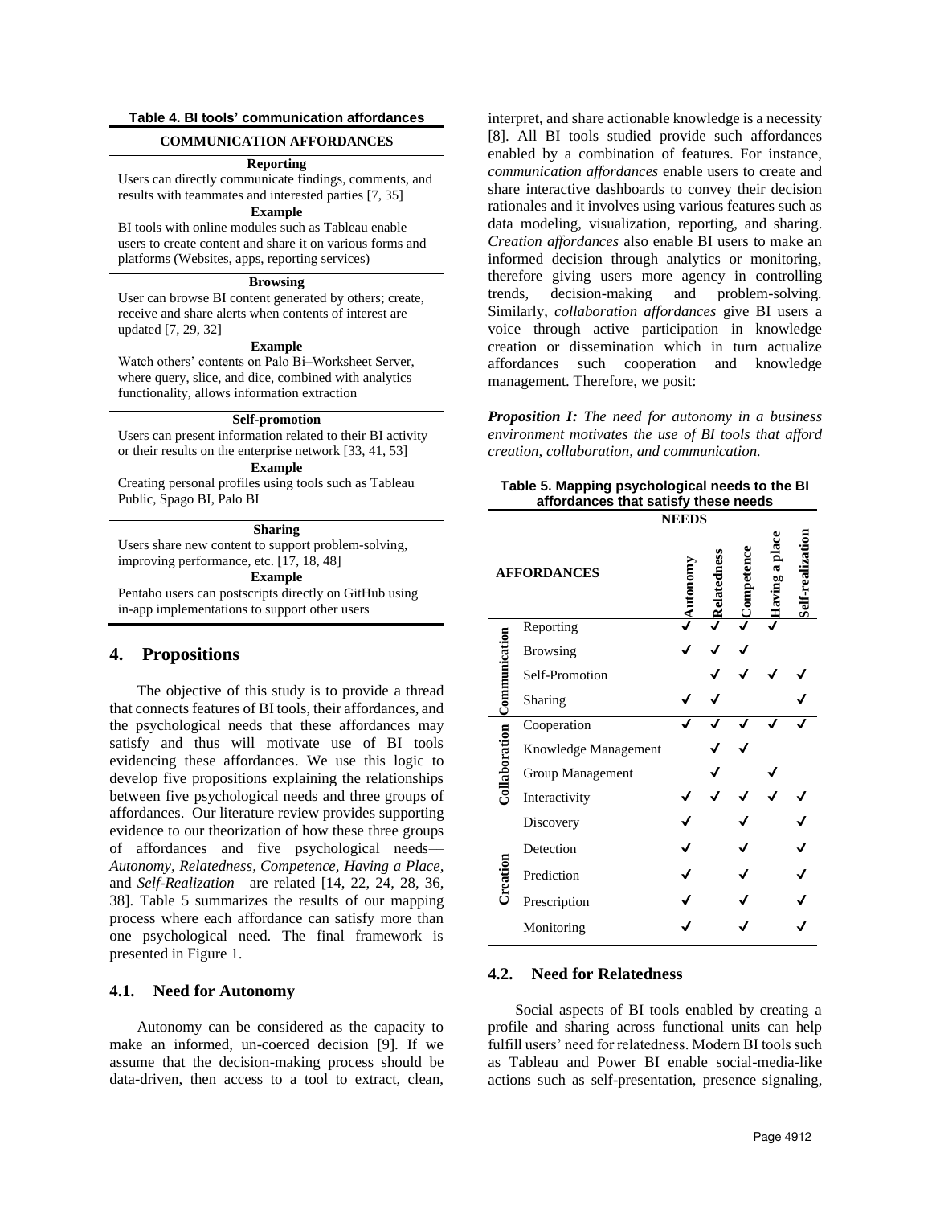**Table 4. BI tools' communication affordances**

| COMMUNICATION AFFORDANCES |
|---|
| **Reporting** |
| Users can directly communicate findings, comments, and results with teammates and interested parties [7, 35] |
| **Example** |
| BI tools with online modules such as Tableau enable users to create content and share it on various forms and platforms (Websites, apps, reporting services) |
| **Browsing** |
| User can browse BI content generated by others; create, receive and share alerts when contents of interest are updated [7, 29, 32] |
| **Example** |
| Watch others' contents on Palo Bi–Worksheet Server, where query, slice, and dice, combined with analytics functionality, allows information extraction |
| **Self-promotion** |
| Users can present information related to their BI activity or their results on the enterprise network [33, 41, 53] |
| **Example** |
| Creating personal profiles using tools such as Tableau Public, Spago BI, Palo BI |
| **Sharing** |
| Users share new content to support problem-solving, improving performance, etc. [17, 18, 48] |
| **Example** |
| Pentaho users can postscripts directly on GitHub using in-app implementations to support other users |

## 4. Propositions

The objective of this study is to provide a thread that connects features of BI tools, their affordances, and the psychological needs that these affordances may satisfy and thus will motivate use of BI tools evidencing these affordances. We use this logic to develop five propositions explaining the relationships between five psychological needs and three groups of affordances. Our literature review provides supporting evidence to our theorization of how these three groups of affordances and five psychological needs—*Autonomy, Relatedness, Competence, Having a Place,* and *Self-Realization*—are related [14, 22, 24, 28, 36, 38]. Table 5 summarizes the results of our mapping process where each affordance can satisfy more than one psychological need. The final framework is presented in Figure 1.

### 4.1. Need for Autonomy

Autonomy can be considered as the capacity to make an informed, un-coerced decision [9]. If we assume that the decision-making process should be data-driven, then access to a tool to extract, clean, interpret, and share actionable knowledge is a necessity [8]. All BI tools studied provide such affordances enabled by a combination of features. For instance, *communication affordances* enable users to create and share interactive dashboards to convey their decision rationales and it involves using various features such as data modeling, visualization, reporting, and sharing. *Creation affordances* also enable BI users to make an informed decision through analytics or monitoring, therefore giving users more agency in controlling trends, decision-making and problem-solving. Similarly, *collaboration affordances* give BI users a voice through active participation in knowledge creation or dissemination which in turn actualize affordances such cooperation and knowledge management. Therefore, we posit:

***Proposition I:*** *The need for autonomy in a business environment motivates the use of BI tools that afford creation, collaboration, and communication.*

**Table 5. Mapping psychological needs to the BI affordances that satisfy these needs**

| AFFORDANCES | | Autonomy | Relatedness | Competence | Having a place | Self-realization |
|---|---|---|---|---|---|---|
| | | **NEEDS** | | | | |
| Communication | Reporting | ✓ | ✓ | ✓ | ✓ | |
| | Browsing | ✓ | ✓ | ✓ | | |
| | Self-Promotion | | ✓ | ✓ | ✓ | ✓ |
| | Sharing | ✓ | ✓ | | | ✓ |
| Collaboration | Cooperation | ✓ | ✓ | ✓ | ✓ | ✓ |
| | Knowledge Management | | ✓ | ✓ | | |
| | Group Management | | ✓ | | ✓ | |
| | Interactivity | ✓ | ✓ | ✓ | ✓ | ✓ |
| Creation | Discovery | ✓ | | ✓ | | ✓ |
| | Detection | ✓ | | ✓ | | ✓ |
| | Prediction | ✓ | | ✓ | | ✓ |
| | Prescription | ✓ | | ✓ | | ✓ |
| | Monitoring | ✓ | | ✓ | | ✓ |

### 4.2. Need for Relatedness

Social aspects of BI tools enabled by creating a profile and sharing across functional units can help fulfill users' need for relatedness. Modern BI tools such as Tableau and Power BI enable social-media-like actions such as self-presentation, presence signaling,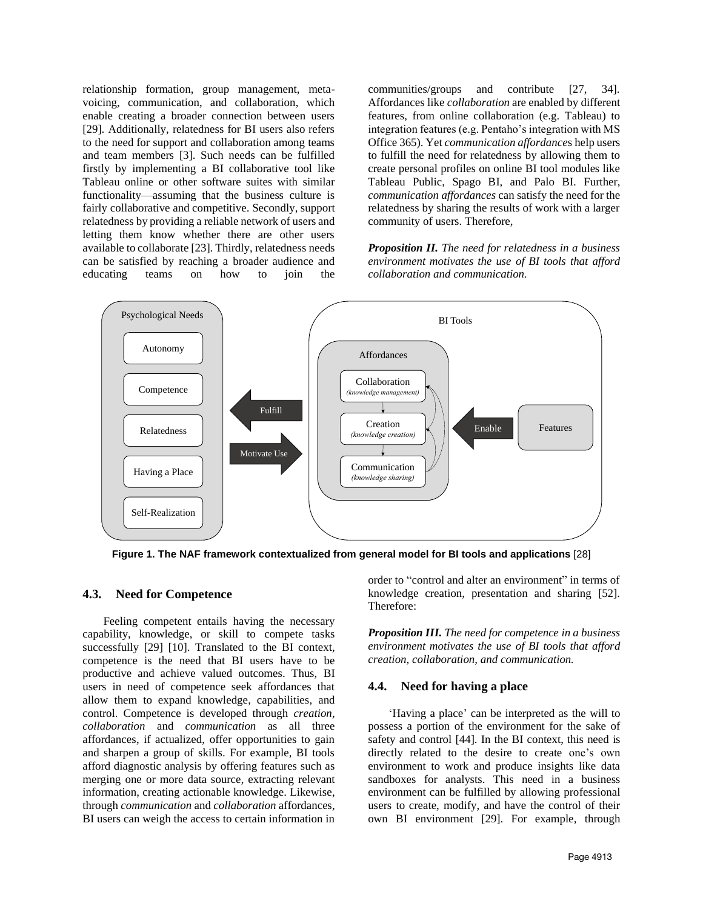relationship formation, group management, meta-voicing, communication, and collaboration, which enable creating a broader connection between users [29]. Additionally, relatedness for BI users also refers to the need for support and collaboration among teams and team members [3]. Such needs can be fulfilled firstly by implementing a BI collaborative tool like Tableau online or other software suites with similar functionality—assuming that the business culture is fairly collaborative and competitive. Secondly, support relatedness by providing a reliable network of users and letting them know whether there are other users available to collaborate [23]. Thirdly, relatedness needs can be satisfied by reaching a broader audience and educating teams on how to join the communities/groups and contribute [27, 34]. Affordances like *collaboration* are enabled by different features, from online collaboration (e.g. Tableau) to integration features (e.g. Pentaho's integration with MS Office 365). Yet *communication affordance*s help users to fulfill the need for relatedness by allowing them to create personal profiles on online BI tool modules like Tableau Public, Spago BI, and Palo BI. Further, *communication affordances* can satisfy the need for the relatedness by sharing the results of work with a larger community of users. Therefore,

***Proposition II.*** *The need for relatedness in a business environment motivates the use of BI tools that afford collaboration and communication.*

**Figure 1. The NAF framework contextualized from general model for BI tools and applications** [28]

### 4.3. Need for Competence

Feeling competent entails having the necessary capability, knowledge, or skill to compete tasks successfully [29] [10]. Translated to the BI context, competence is the need that BI users have to be productive and achieve valued outcomes. Thus, BI users in need of competence seek affordances that allow them to expand knowledge, capabilities, and control. Competence is developed through *creation*, *collaboration* and *communication* as all three affordances, if actualized, offer opportunities to gain and sharpen a group of skills. For example, BI tools afford diagnostic analysis by offering features such as merging one or more data source, extracting relevant information, creating actionable knowledge. Likewise, through *communication* and *collaboration* affordances, BI users can weigh the access to certain information in order to "control and alter an environment" in terms of knowledge creation, presentation and sharing [52]. Therefore:

***Proposition III.*** *The need for competence in a business environment motivates the use of BI tools that afford creation, collaboration, and communication.*

### 4.4. Need for having a place

'Having a place' can be interpreted as the will to possess a portion of the environment for the sake of safety and control [44]. In the BI context, this need is directly related to the desire to create one's own environment to work and produce insights like data sandboxes for analysts. This need in a business environment can be fulfilled by allowing professional users to create, modify, and have the control of their own BI environment [29]. For example, through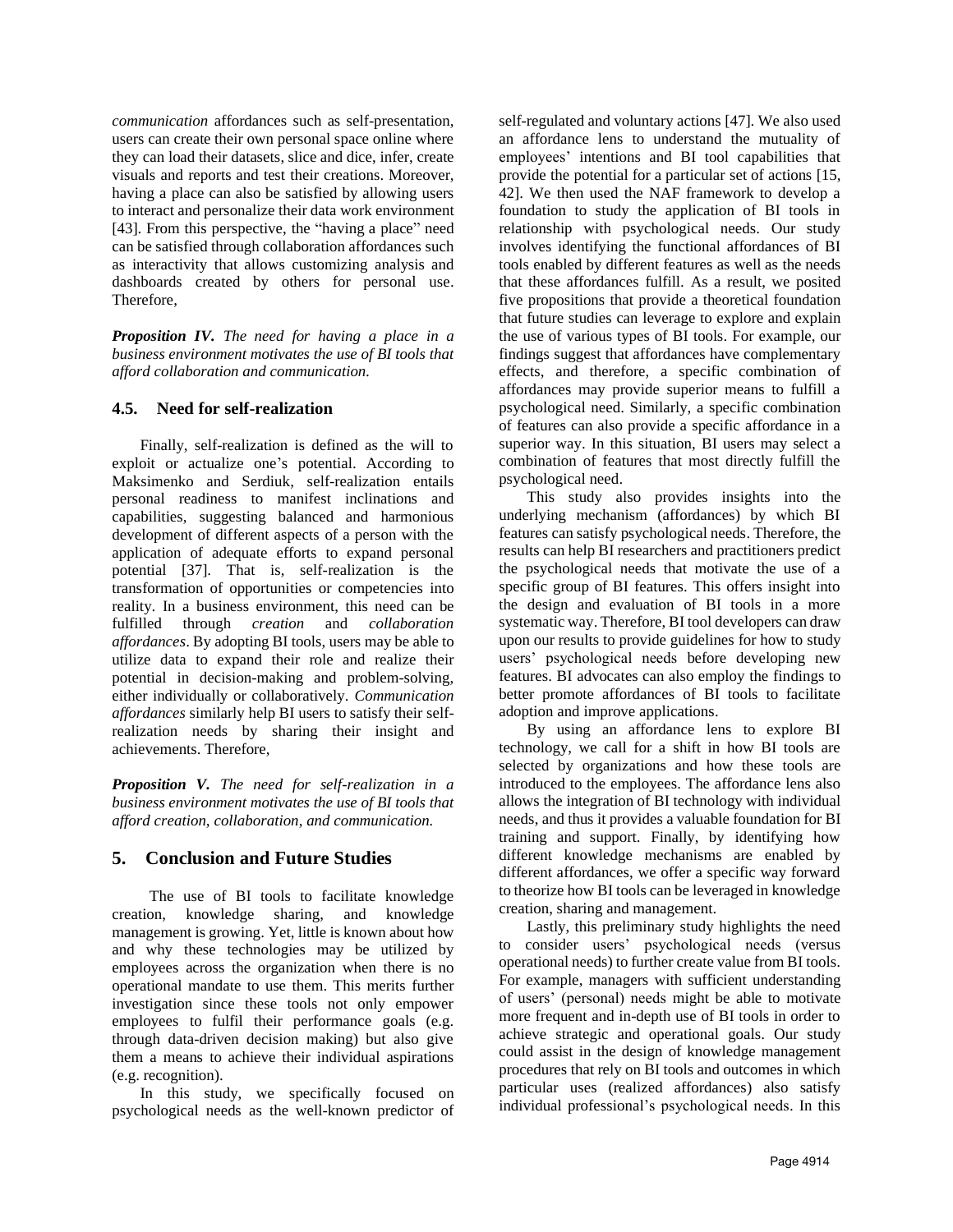*communication* affordances such as self-presentation, users can create their own personal space online where they can load their datasets, slice and dice, infer, create visuals and reports and test their creations. Moreover, having a place can also be satisfied by allowing users to interact and personalize their data work environment [43]. From this perspective, the "having a place" need can be satisfied through collaboration affordances such as interactivity that allows customizing analysis and dashboards created by others for personal use. Therefore,

***Proposition IV.*** *The need for having a place in a business environment motivates the use of BI tools that afford collaboration and communication.*

### 4.5. Need for self-realization

Finally, self-realization is defined as the will to exploit or actualize one's potential. According to Maksimenko and Serdiuk, self-realization entails personal readiness to manifest inclinations and capabilities, suggesting balanced and harmonious development of different aspects of a person with the application of adequate efforts to expand personal potential [37]. That is, self-realization is the transformation of opportunities or competencies into reality. In a business environment, this need can be fulfilled through *creation* and *collaboration affordances*. By adopting BI tools, users may be able to utilize data to expand their role and realize their potential in decision-making and problem-solving, either individually or collaboratively. *Communication affordances* similarly help BI users to satisfy their self-realization needs by sharing their insight and achievements. Therefore,

***Proposition V.*** *The need for self-realization in a business environment motivates the use of BI tools that afford creation, collaboration, and communication.*

## 5. Conclusion and Future Studies

The use of BI tools to facilitate knowledge creation, knowledge sharing, and knowledge management is growing. Yet, little is known about how and why these technologies may be utilized by employees across the organization when there is no operational mandate to use them. This merits further investigation since these tools not only empower employees to fulfil their performance goals (e.g. through data-driven decision making) but also give them a means to achieve their individual aspirations (e.g. recognition).

In this study, we specifically focused on psychological needs as the well-known predictor of self-regulated and voluntary actions [47]. We also used an affordance lens to understand the mutuality of employees' intentions and BI tool capabilities that provide the potential for a particular set of actions [15, 42]. We then used the NAF framework to develop a foundation to study the application of BI tools in relationship with psychological needs. Our study involves identifying the functional affordances of BI tools enabled by different features as well as the needs that these affordances fulfill. As a result, we posited five propositions that provide a theoretical foundation that future studies can leverage to explore and explain the use of various types of BI tools. For example, our findings suggest that affordances have complementary effects, and therefore, a specific combination of affordances may provide superior means to fulfill a psychological need. Similarly, a specific combination of features can also provide a specific affordance in a superior way. In this situation, BI users may select a combination of features that most directly fulfill the psychological need.

This study also provides insights into the underlying mechanism (affordances) by which BI features can satisfy psychological needs. Therefore, the results can help BI researchers and practitioners predict the psychological needs that motivate the use of a specific group of BI features. This offers insight into the design and evaluation of BI tools in a more systematic way. Therefore, BI tool developers can draw upon our results to provide guidelines for how to study users' psychological needs before developing new features. BI advocates can also employ the findings to better promote affordances of BI tools to facilitate adoption and improve applications.

By using an affordance lens to explore BI technology, we call for a shift in how BI tools are selected by organizations and how these tools are introduced to the employees. The affordance lens also allows the integration of BI technology with individual needs, and thus it provides a valuable foundation for BI training and support. Finally, by identifying how different knowledge mechanisms are enabled by different affordances, we offer a specific way forward to theorize how BI tools can be leveraged in knowledge creation, sharing and management.

Lastly, this preliminary study highlights the need to consider users' psychological needs (versus operational needs) to further create value from BI tools. For example, managers with sufficient understanding of users' (personal) needs might be able to motivate more frequent and in-depth use of BI tools in order to achieve strategic and operational goals. Our study could assist in the design of knowledge management procedures that rely on BI tools and outcomes in which particular uses (realized affordances) also satisfy individual professional's psychological needs. In this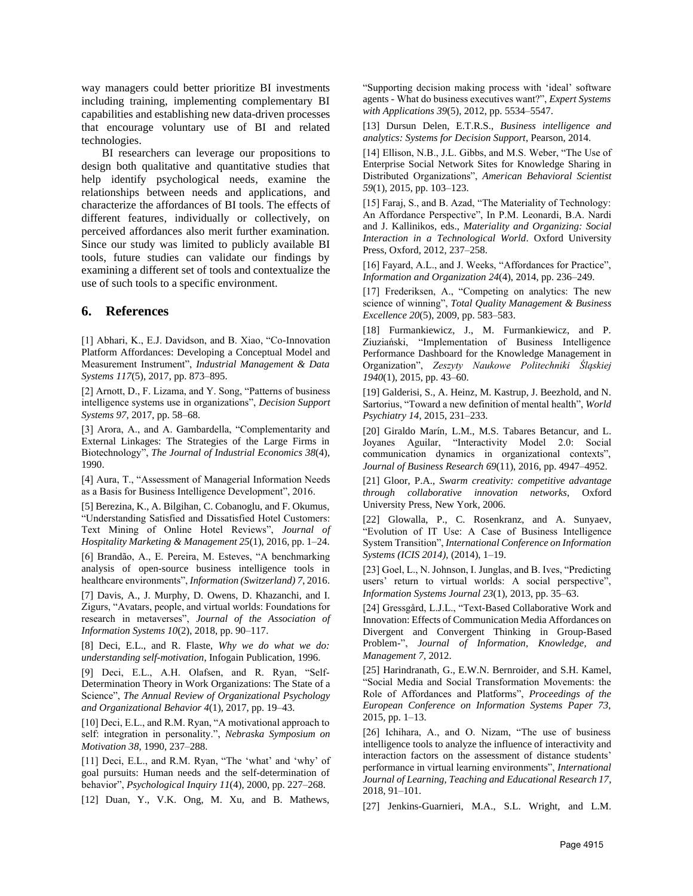way managers could better prioritize BI investments including training, implementing complementary BI capabilities and establishing new data-driven processes that encourage voluntary use of BI and related technologies.

BI researchers can leverage our propositions to design both qualitative and quantitative studies that help identify psychological needs, examine the relationships between needs and applications, and characterize the affordances of BI tools. The effects of different features, individually or collectively, on perceived affordances also merit further examination. Since our study was limited to publicly available BI tools, future studies can validate our findings by examining a different set of tools and contextualize the use of such tools to a specific environment.

## 6. References

[1] Abhari, K., E.J. Davidson, and B. Xiao, "Co-Innovation Platform Affordances: Developing a Conceptual Model and Measurement Instrument", *Industrial Management & Data Systems 117*(5), 2017, pp. 873–895.

[2] Arnott, D., F. Lizama, and Y. Song, "Patterns of business intelligence systems use in organizations", *Decision Support Systems 97*, 2017, pp. 58–68.

[3] Arora, A., and A. Gambardella, "Complementarity and External Linkages: The Strategies of the Large Firms in Biotechnology", *The Journal of Industrial Economics 38*(4), 1990.

[4] Aura, T., "Assessment of Managerial Information Needs as a Basis for Business Intelligence Development", 2016.

[5] Berezina, K., A. Bilgihan, C. Cobanoglu, and F. Okumus, "Understanding Satisfied and Dissatisfied Hotel Customers: Text Mining of Online Hotel Reviews", *Journal of Hospitality Marketing & Management 25*(1), 2016, pp. 1–24.

[6] Brandão, A., E. Pereira, M. Esteves, "A benchmarking analysis of open-source business intelligence tools in healthcare environments", *Information (Switzerland) 7*, 2016.

[7] Davis, A., J. Murphy, D. Owens, D. Khazanchi, and I. Zigurs, "Avatars, people, and virtual worlds: Foundations for research in metaverses", *Journal of the Association of Information Systems 10*(2), 2018, pp. 90–117.

[8] Deci, E.L., and R. Flaste, *Why we do what we do: understanding self-motivation*, Infogain Publication, 1996.

[9] Deci, E.L., A.H. Olafsen, and R. Ryan, "Self-Determination Theory in Work Organizations: The State of a Science", *The Annual Review of Organizational Psychology and Organizational Behavior 4*(1), 2017, pp. 19–43.

[10] Deci, E.L., and R.M. Ryan, "A motivational approach to self: integration in personality.", *Nebraska Symposium on Motivation 38*, 1990, 237–288.

[11] Deci, E.L., and R.M. Ryan, "The 'what' and 'why' of goal pursuits: Human needs and the self-determination of behavior", *Psychological Inquiry 11*(4), 2000, pp. 227–268.

[12] Duan, Y., V.K. Ong, M. Xu, and B. Mathews, "Supporting decision making process with 'ideal' software agents - What do business executives want?", *Expert Systems with Applications 39*(5), 2012, pp. 5534–5547.

[13] Dursun Delen, E.T.R.S., *Business intelligence and analytics: Systems for Decision Support*, Pearson, 2014.

[14] Ellison, N.B., J.L. Gibbs, and M.S. Weber, "The Use of Enterprise Social Network Sites for Knowledge Sharing in Distributed Organizations", *American Behavioral Scientist 59*(1), 2015, pp. 103–123.

[15] Faraj, S., and B. Azad, "The Materiality of Technology: An Affordance Perspective", In P.M. Leonardi, B.A. Nardi and J. Kallinikos, eds., *Materiality and Organizing: Social Interaction in a Technological World*. Oxford University Press, Oxford, 2012, 237–258.

[16] Fayard, A.L., and J. Weeks, "Affordances for Practice", *Information and Organization 24*(4), 2014, pp. 236–249.

[17] Frederiksen, A., "Competing on analytics: The new science of winning", *Total Quality Management & Business Excellence 20*(5), 2009, pp. 583–583.

[18] Furmankiewicz, J., M. Furmankiewicz, and P. Ziuziański, "Implementation of Business Intelligence Performance Dashboard for the Knowledge Management in Organization", *Zeszyty Naukowe Politechniki Śląskiej 1940*(1), 2015, pp. 43–60.

[19] Galderisi, S., A. Heinz, M. Kastrup, J. Beezhold, and N. Sartorius, "Toward a new definition of mental health", *World Psychiatry 14*, 2015, 231–233.

[20] Giraldo Marín, L.M., M.S. Tabares Betancur, and L. Joyanes Aguilar, "Interactivity Model 2.0: Social communication dynamics in organizational contexts", *Journal of Business Research 69*(11), 2016, pp. 4947–4952.

[21] Gloor, P.A., *Swarm creativity: competitive advantage through collaborative innovation networks*, Oxford University Press, New York, 2006.

[22] Glowalla, P., C. Rosenkranz, and A. Sunyaev, "Evolution of IT Use: A Case of Business Intelligence System Transition", *International Conference on Information Systems (ICIS 2014)*, (2014), 1–19.

[23] Goel, L., N. Johnson, I. Junglas, and B. Ives, "Predicting users' return to virtual worlds: A social perspective", *Information Systems Journal 23*(1), 2013, pp. 35–63.

[24] Gressgård, L.J.L., "Text-Based Collaborative Work and Innovation: Effects of Communication Media Affordances on Divergent and Convergent Thinking in Group-Based Problem-", *Journal of Information, Knowledge, and Management 7*, 2012.

[25] Harindranath, G., E.W.N. Bernroider, and S.H. Kamel, "Social Media and Social Transformation Movements: the Role of Affordances and Platforms", *Proceedings of the European Conference on Information Systems Paper 73*, 2015, pp. 1–13.

[26] Ichihara, A., and O. Nizam, "The use of business intelligence tools to analyze the influence of interactivity and interaction factors on the assessment of distance students' performance in virtual learning environments", *International Journal of Learning, Teaching and Educational Research 17*, 2018, 91–101.

[27] Jenkins-Guarnieri, M.A., S.L. Wright, and L.M.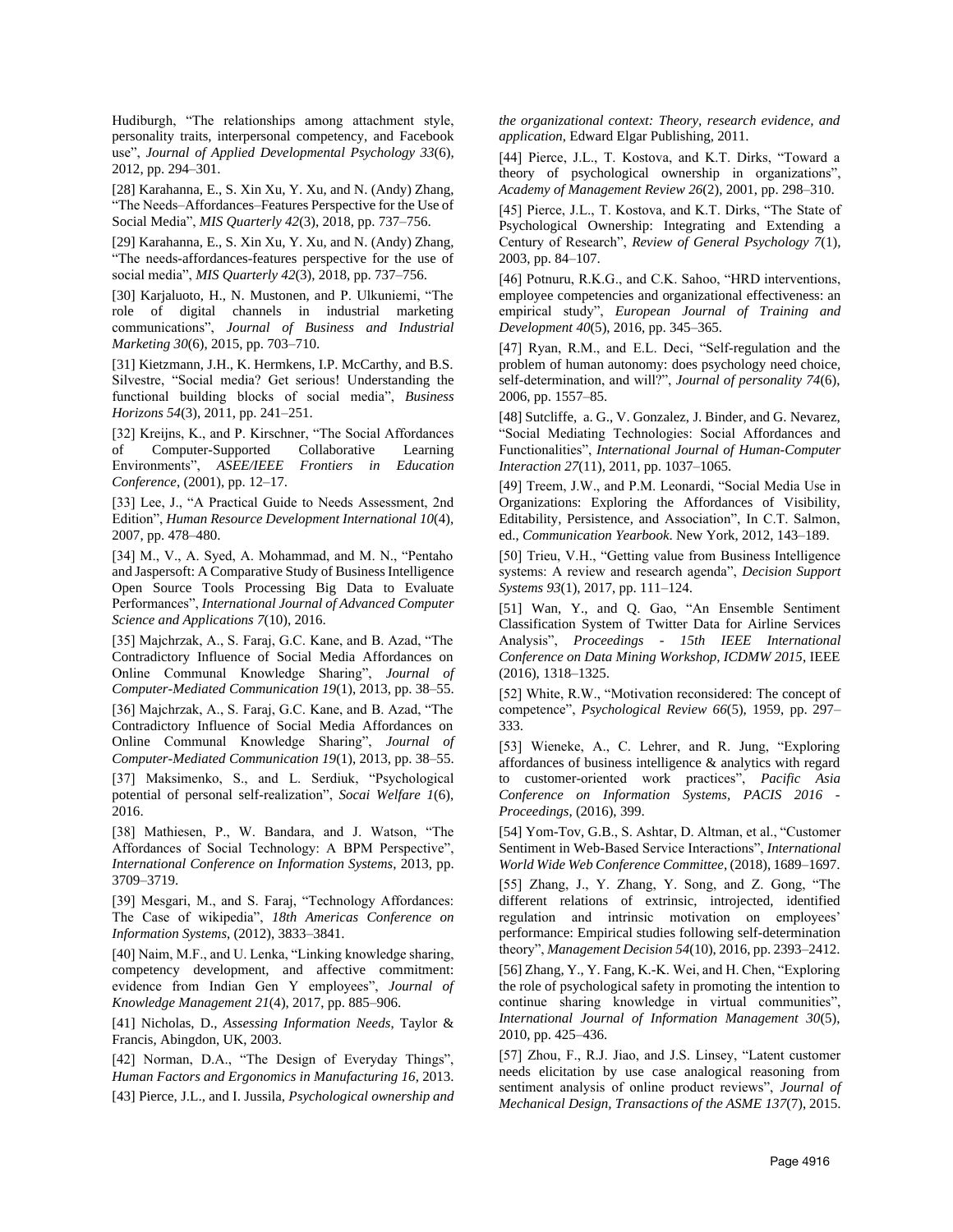Hudiburgh, "The relationships among attachment style, personality traits, interpersonal competency, and Facebook use", *Journal of Applied Developmental Psychology 33*(6), 2012, pp. 294–301.

[28] Karahanna, E., S. Xin Xu, Y. Xu, and N. (Andy) Zhang, "The Needs–Affordances–Features Perspective for the Use of Social Media", *MIS Quarterly 42*(3), 2018, pp. 737–756.

[29] Karahanna, E., S. Xin Xu, Y. Xu, and N. (Andy) Zhang, "The needs-affordances-features perspective for the use of social media", *MIS Quarterly 42*(3), 2018, pp. 737–756.

[30] Karjaluoto, H., N. Mustonen, and P. Ulkuniemi, "The role of digital channels in industrial marketing communications", *Journal of Business and Industrial Marketing 30*(6), 2015, pp. 703–710.

[31] Kietzmann, J.H., K. Hermkens, I.P. McCarthy, and B.S. Silvestre, "Social media? Get serious! Understanding the functional building blocks of social media", *Business Horizons 54*(3), 2011, pp. 241–251.

[32] Kreijns, K., and P. Kirschner, "The Social Affordances of Computer-Supported Collaborative Learning Environments", *ASEE/IEEE Frontiers in Education Conference*, (2001), pp. 12–17.

[33] Lee, J., "A Practical Guide to Needs Assessment, 2nd Edition", *Human Resource Development International 10*(4), 2007, pp. 478–480.

[34] M., V., A. Syed, A. Mohammad, and M. N., "Pentaho and Jaspersoft: A Comparative Study of Business Intelligence Open Source Tools Processing Big Data to Evaluate Performances", *International Journal of Advanced Computer Science and Applications 7*(10), 2016.

[35] Majchrzak, A., S. Faraj, G.C. Kane, and B. Azad, "The Contradictory Influence of Social Media Affordances on Online Communal Knowledge Sharing", *Journal of Computer-Mediated Communication 19*(1), 2013, pp. 38–55.

[36] Majchrzak, A., S. Faraj, G.C. Kane, and B. Azad, "The Contradictory Influence of Social Media Affordances on Online Communal Knowledge Sharing", *Journal of Computer-Mediated Communication 19*(1), 2013, pp. 38–55.

[37] Maksimenko, S., and L. Serdiuk, "Psychological potential of personal self-realization", *Socai Welfare 1*(6), 2016.

[38] Mathiesen, P., W. Bandara, and J. Watson, "The Affordances of Social Technology: A BPM Perspective", *International Conference on Information Systems*, 2013, pp. 3709–3719.

[39] Mesgari, M., and S. Faraj, "Technology Affordances: The Case of wikipedia", *18th Americas Conference on Information Systems*, (2012), 3833–3841.

[40] Naim, M.F., and U. Lenka, "Linking knowledge sharing, competency development, and affective commitment: evidence from Indian Gen Y employees", *Journal of Knowledge Management 21*(4), 2017, pp. 885–906.

[41] Nicholas, D., *Assessing Information Needs*, Taylor & Francis, Abingdon, UK, 2003.

[42] Norman, D.A., "The Design of Everyday Things", *Human Factors and Ergonomics in Manufacturing 16*, 2013.

[43] Pierce, J.L., and I. Jussila, *Psychological ownership and the organizational context: Theory, research evidence, and application*, Edward Elgar Publishing, 2011.

[44] Pierce, J.L., T. Kostova, and K.T. Dirks, "Toward a theory of psychological ownership in organizations", *Academy of Management Review 26*(2), 2001, pp. 298–310.

[45] Pierce, J.L., T. Kostova, and K.T. Dirks, "The State of Psychological Ownership: Integrating and Extending a Century of Research", *Review of General Psychology 7*(1), 2003, pp. 84–107.

[46] Potnuru, R.K.G., and C.K. Sahoo, "HRD interventions, employee competencies and organizational effectiveness: an empirical study", *European Journal of Training and Development 40*(5), 2016, pp. 345–365.

[47] Ryan, R.M., and E.L. Deci, "Self-regulation and the problem of human autonomy: does psychology need choice, self-determination, and will?", *Journal of personality 74*(6), 2006, pp. 1557–85.

[48] Sutcliffe, a. G., V. Gonzalez, J. Binder, and G. Nevarez, "Social Mediating Technologies: Social Affordances and Functionalities", *International Journal of Human-Computer Interaction 27*(11), 2011, pp. 1037–1065.

[49] Treem, J.W., and P.M. Leonardi, "Social Media Use in Organizations: Exploring the Affordances of Visibility, Editability, Persistence, and Association", In C.T. Salmon, ed., *Communication Yearbook*. New York, 2012, 143–189.

[50] Trieu, V.H., "Getting value from Business Intelligence systems: A review and research agenda", *Decision Support Systems 93*(1), 2017, pp. 111–124.

[51] Wan, Y., and Q. Gao, "An Ensemble Sentiment Classification System of Twitter Data for Airline Services Analysis", *Proceedings - 15th IEEE International Conference on Data Mining Workshop, ICDMW 2015*, IEEE (2016), 1318–1325.

[52] White, R.W., "Motivation reconsidered: The concept of competence", *Psychological Review 66*(5), 1959, pp. 297–333.

[53] Wieneke, A., C. Lehrer, and R. Jung, "Exploring affordances of business intelligence & analytics with regard to customer-oriented work practices", *Pacific Asia Conference on Information Systems, PACIS 2016 - Proceedings*, (2016), 399.

[54] Yom-Tov, G.B., S. Ashtar, D. Altman, et al., "Customer Sentiment in Web-Based Service Interactions", *International World Wide Web Conference Committee*, (2018), 1689–1697.

[55] Zhang, J., Y. Zhang, Y. Song, and Z. Gong, "The different relations of extrinsic, introjected, identified regulation and intrinsic motivation on employees' performance: Empirical studies following self-determination theory", *Management Decision 54*(10), 2016, pp. 2393–2412.

[56] Zhang, Y., Y. Fang, K.-K. Wei, and H. Chen, "Exploring the role of psychological safety in promoting the intention to continue sharing knowledge in virtual communities", *International Journal of Information Management 30*(5), 2010, pp. 425–436.

[57] Zhou, F., R.J. Jiao, and J.S. Linsey, "Latent customer needs elicitation by use case analogical reasoning from sentiment analysis of online product reviews", *Journal of Mechanical Design, Transactions of the ASME 137*(7), 2015.